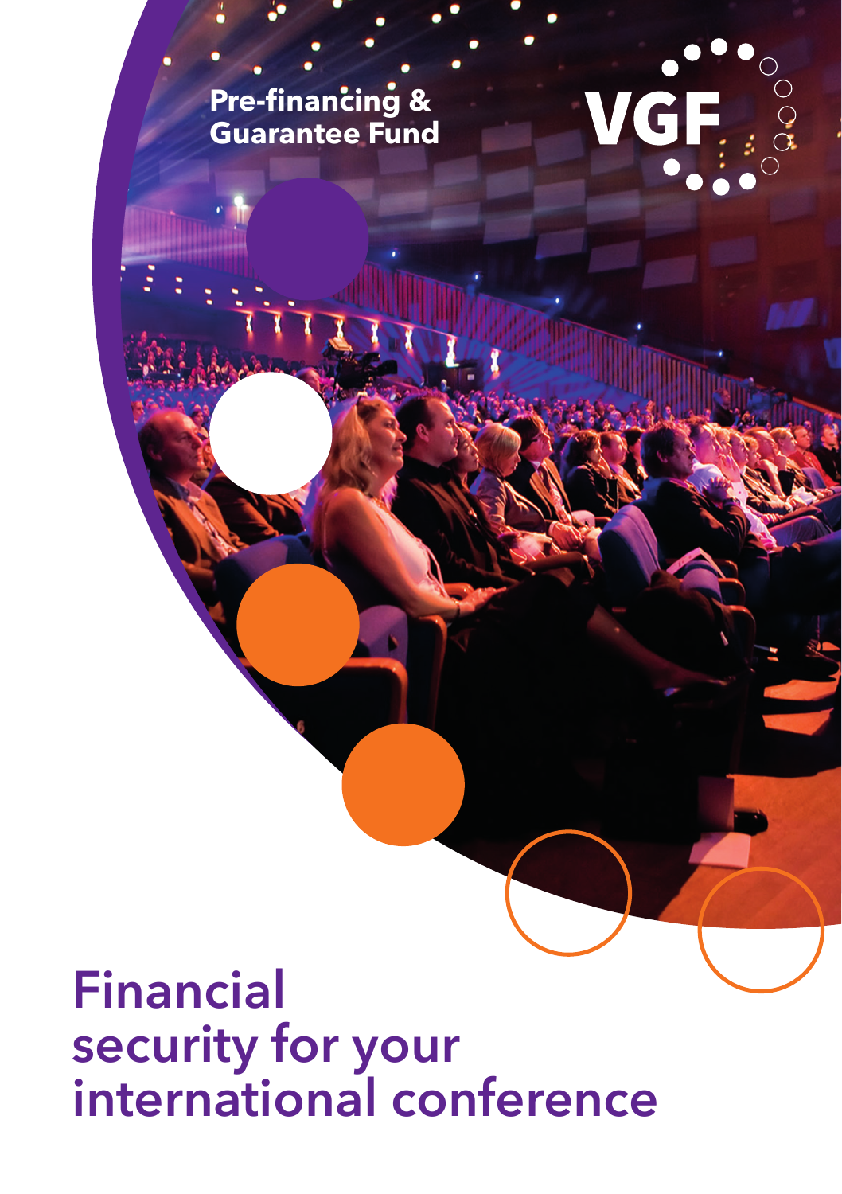Pre-financing & Guarantee Fund

VGF

# Financial security for your international conference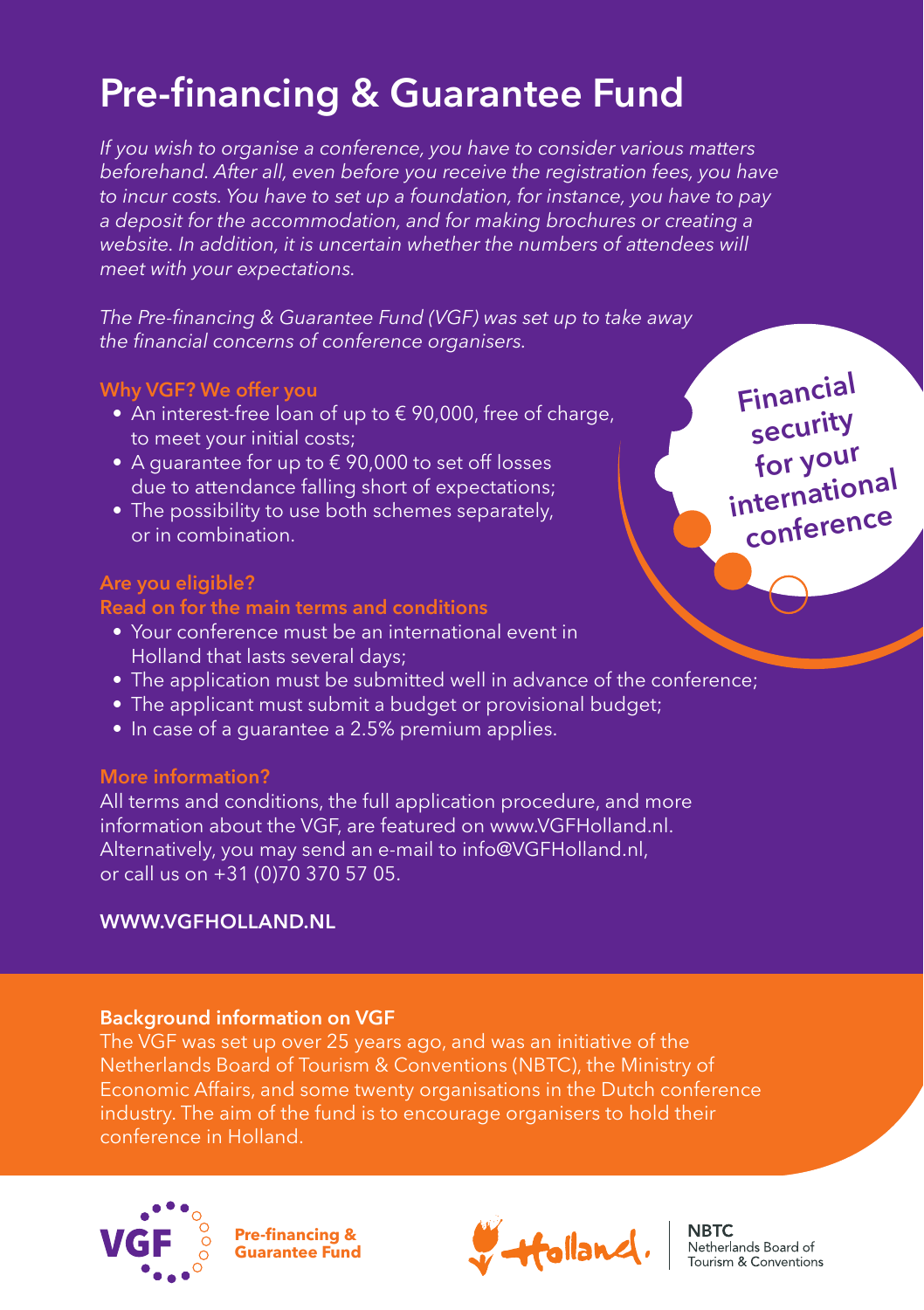# Pre-financing & Guarantee Fund

*If you wish to organise a conference, you have to consider various matters beforehand. After all, even before you receive the registration fees, you have to incur costs. You have to set up a foundation, for instance, you have to pay a deposit for the accommodation, and for making brochures or creating a website. In addition, it is uncertain whether the numbers of attendees will meet with your expectations.*

*The Pre-financing & Guarantee Fund (VGF) was set up to take away the financial concerns of conference organisers.*

**Financial security for your international conference**

### Why VGF? We offer you

- An interest-free loan of up to € 90,000, free of charge, to meet your initial costs;
- A guarantee for up to € 90,000 to set off losses due to attendance falling short of expectations;
- The possibility to use both schemes separately, or in combination.

### Are you eligible?
### Read on for the main terms and conditions

- Your conference must be an international event in Holland that lasts several days;
- The application must be submitted well in advance of the conference;
- The applicant must submit a budget or provisional budget;
- In case of a guarantee a 2.5% premium applies.

### More information?

All terms and conditions, the full application procedure, and more information about the VGF, are featured on www.VGFHolland.nl. Alternatively, you may send an e-mail to info@VGFHolland.nl, or call us on +31 (0)70 370 57 05.

**WWW.VGFHOLLAND.NL**

### Background information on VGF

The VGF was set up over 25 years ago, and was an initiative of the Netherlands Board of Tourism & Conventions (NBTC), the Ministry of Economic Affairs, and some twenty organisations in the Dutch conference industry. The aim of the fund is to encourage organisers to hold their conference in Holland.

VGF Pre-financing & Guarantee Fund

Holland.

NBTC
Netherlands Board of Tourism & Conventions